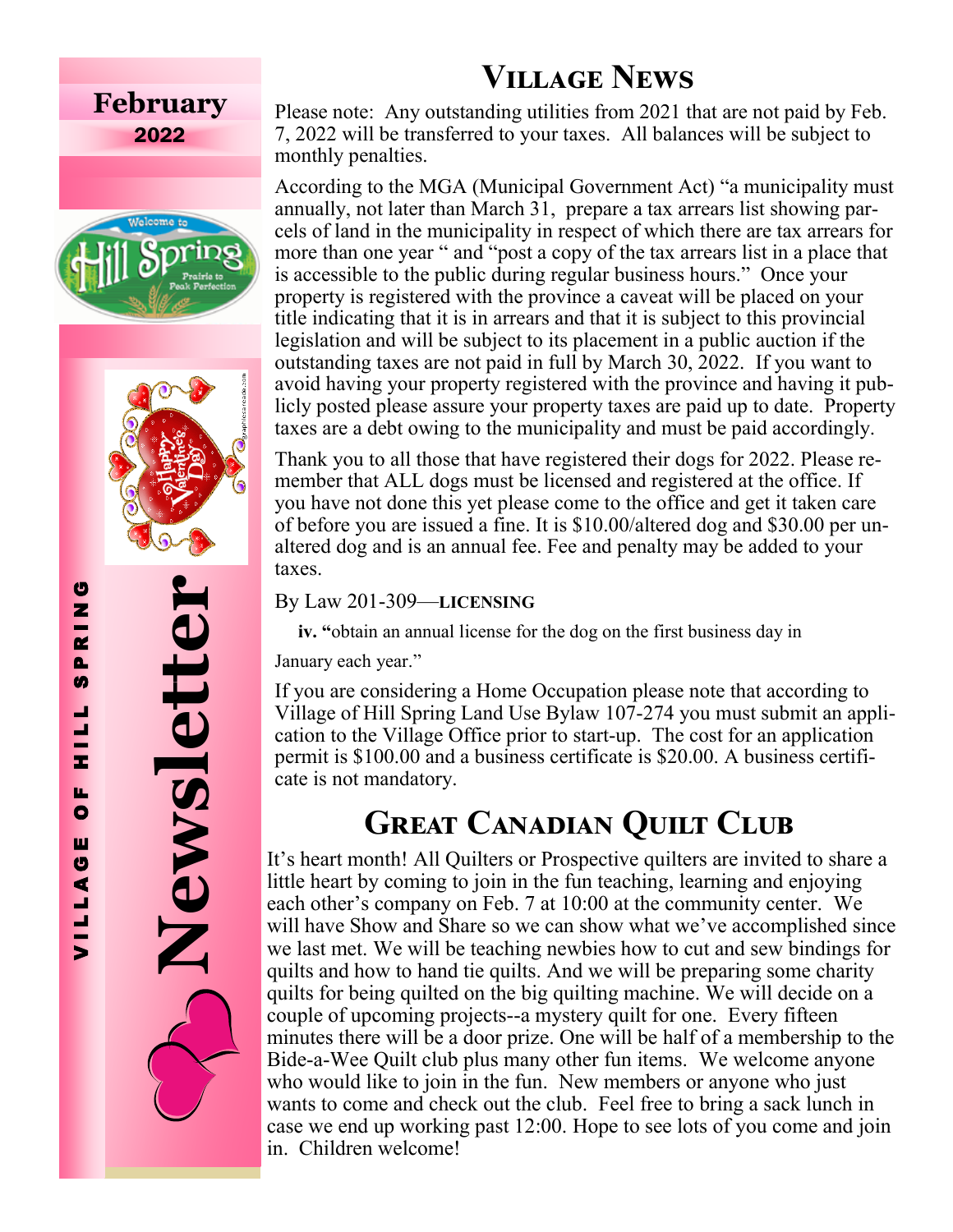**February 2022**

**Village of Hill Spring Newsletter**

# Village News

Please note: Any outstanding utilities from 2021 that are not paid by Feb. 7, 2022 will be transferred to your taxes. All balances will be subject to monthly penalties.

According to the MGA (Municipal Government Act) "a municipality must annually, not later than March 31, prepare a tax arrears list showing parcels of land in the municipality in respect of which there are tax arrears for more than one year " and "post a copy of the tax arrears list in a place that is accessible to the public during regular business hours." Once your property is registered with the province a caveat will be placed on your title indicating that it is in arrears and that it is subject to this provincial legislation and will be subject to its placement in a public auction if the outstanding taxes are not paid in full by March 30, 2022. If you want to avoid having your property registered with the province and having it publicly posted please assure your property taxes are paid up to date. Property taxes are a debt owing to the municipality and must be paid accordingly.

Thank you to all those that have registered their dogs for 2022. Please remember that ALL dogs must be licensed and registered at the office. If you have not done this yet please come to the office and get it taken care of before you are issued a fine. It is $10.00/altered dog and $30.00 per unaltered dog and is an annual fee. Fee and penalty may be added to your taxes.

By Law 201-309—**LICENSING**

**iv. "**obtain an annual license for the dog on the first business day in January each year."

If you are considering a Home Occupation please note that according to Village of Hill Spring Land Use Bylaw 107-274 you must submit an application to the Village Office prior to start-up. The cost for an application permit is $100.00 and a business certificate is $20.00. A business certificate is not mandatory.

# Great Canadian Quilt Club

It's heart month! All Quilters or Prospective quilters are invited to share a little heart by coming to join in the fun teaching, learning and enjoying each other's company on Feb. 7 at 10:00 at the community center. We will have Show and Share so we can show what we've accomplished since we last met. We will be teaching newbies how to cut and sew bindings for quilts and how to hand tie quilts. And we will be preparing some charity quilts for being quilted on the big quilting machine. We will decide on a couple of upcoming projects--a mystery quilt for one. Every fifteen minutes there will be a door prize. One will be half of a membership to the Bide-a-Wee Quilt club plus many other fun items. We welcome anyone who would like to join in the fun. New members or anyone who just wants to come and check out the club. Feel free to bring a sack lunch in case we end up working past 12:00. Hope to see lots of you come and join in. Children welcome!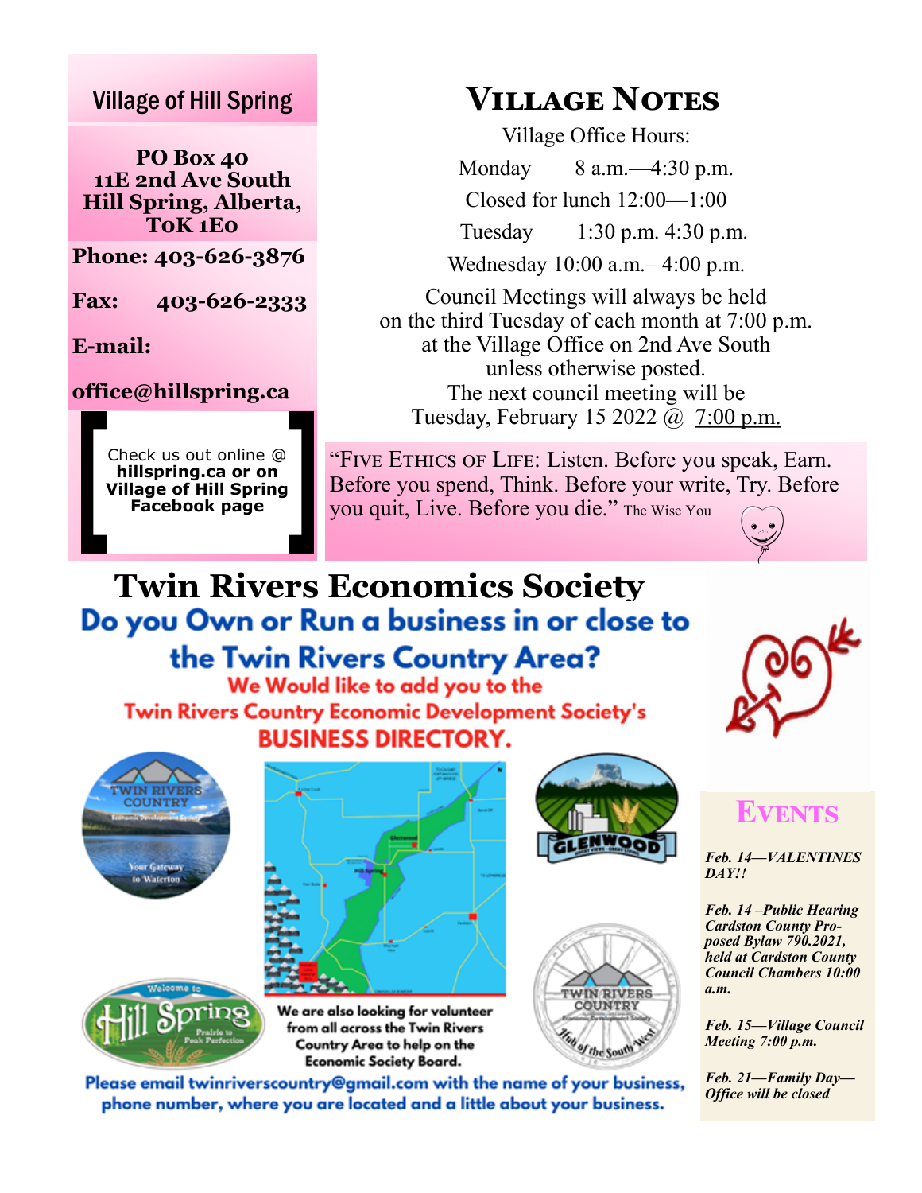## Village of Hill Spring

**PO Box 40**
**11E 2nd Ave South**
**Hill Spring, Alberta,**
**T0K 1E0**

**Phone: 403-626-3876**

**Fax: 403-626-2333**

**E-mail:**

**office@hillspring.ca**

Check us out online @ **hillspring.ca or on Village of Hill Spring Facebook page**

# Village Notes

Village Office Hours:

Monday 8 a.m.—4:30 p.m.

Closed for lunch 12:00—1:00

Tuesday 1:30 p.m. 4:30 p.m.

Wednesday 10:00 a.m.– 4:00 p.m.

Council Meetings will always be held on the third Tuesday of each month at 7:00 p.m. at the Village Office on 2nd Ave South unless otherwise posted.

The next council meeting will be Tuesday, February 15 2022 @ 7:00 p.m.

"Five Ethics of Life: Listen. Before you speak, Earn. Before you spend, Think. Before your write, Try. Before you quit, Live. Before you die." The Wise You

# Twin Rivers Economics Society

## Do you Own or Run a business in or close to the Twin Rivers Country Area?

**We Would like to add you to the Twin Rivers Country Economic Development Society's BUSINESS DIRECTORY.**

We are also looking for volunteer from all across the Twin Rivers Country Area to help on the Economic Society Board.

**Please email twinriverscountry@gmail.com with the name of your business, phone number, where you are located and a little about your business.**

## Events

*Feb. 14—VALENTINES DAY!!*

*Feb. 14 –Public Hearing Cardston County Proposed Bylaw 790.2021, held at Cardston County Council Chambers 10:00 a.m.*

*Feb. 15—Village Council Meeting 7:00 p.m.*

*Feb. 21—Family Day—Office will be closed*